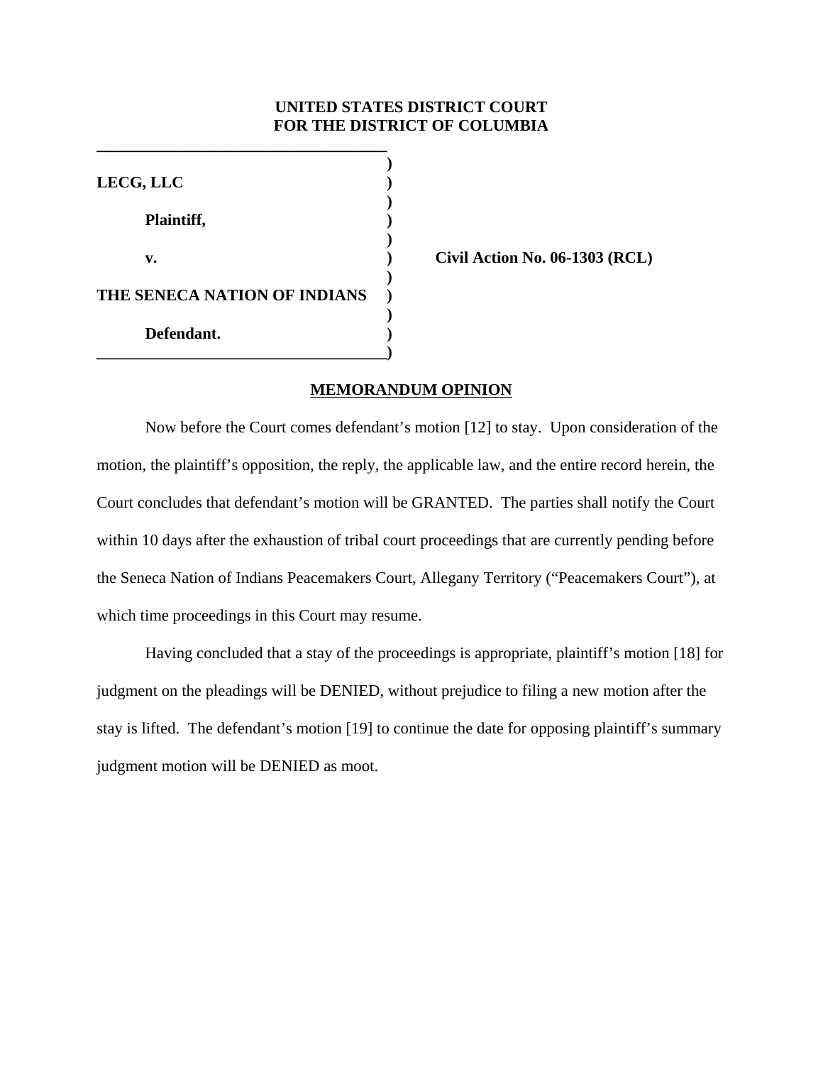**UNITED STATES DISTRICT COURT**
**FOR THE DISTRICT OF COLUMBIA**

| | | |
|---|---|---|
| **LECG, LLC** | ) | |
| **Plaintiff,** | ) | |
| **v.** | ) | **Civil Action No. 06-1303 (RCL)** |
| **THE SENECA NATION OF INDIANS** | ) | |
| **Defendant.** | ) | |

## MEMORANDUM OPINION

Now before the Court comes defendant's motion [12] to stay. Upon consideration of the motion, the plaintiff's opposition, the reply, the applicable law, and the entire record herein, the Court concludes that defendant's motion will be GRANTED. The parties shall notify the Court within 10 days after the exhaustion of tribal court proceedings that are currently pending before the Seneca Nation of Indians Peacemakers Court, Allegany Territory ("Peacemakers Court"), at which time proceedings in this Court may resume.

Having concluded that a stay of the proceedings is appropriate, plaintiff's motion [18] for judgment on the pleadings will be DENIED, without prejudice to filing a new motion after the stay is lifted. The defendant's motion [19] to continue the date for opposing plaintiff's summary judgment motion will be DENIED as moot.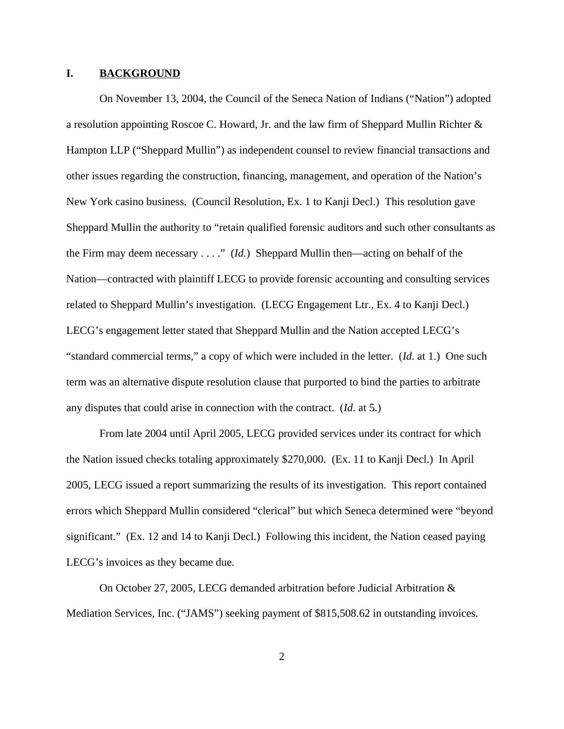## I. **BACKGROUND**

On November 13, 2004, the Council of the Seneca Nation of Indians ("Nation") adopted a resolution appointing Roscoe C. Howard, Jr. and the law firm of Sheppard Mullin Richter & Hampton LLP ("Sheppard Mullin") as independent counsel to review financial transactions and other issues regarding the construction, financing, management, and operation of the Nation's New York casino business. (Council Resolution, Ex. 1 to Kanji Decl.) This resolution gave Sheppard Mullin the authority to "retain qualified forensic auditors and such other consultants as the Firm may deem necessary . . . ." (*Id.*) Sheppard Mullin then—acting on behalf of the Nation—contracted with plaintiff LECG to provide forensic accounting and consulting services related to Sheppard Mullin's investigation. (LECG Engagement Ltr., Ex. 4 to Kanji Decl.) LECG's engagement letter stated that Sheppard Mullin and the Nation accepted LECG's "standard commercial terms," a copy of which were included in the letter. (*Id.* at 1.) One such term was an alternative dispute resolution clause that purported to bind the parties to arbitrate any disputes that could arise in connection with the contract. (*Id.* at 5.)

From late 2004 until April 2005, LECG provided services under its contract for which the Nation issued checks totaling approximately $270,000. (Ex. 11 to Kanji Decl.) In April 2005, LECG issued a report summarizing the results of its investigation. This report contained errors which Sheppard Mullin considered "clerical" but which Seneca determined were "beyond significant." (Ex. 12 and 14 to Kanji Decl.) Following this incident, the Nation ceased paying LECG's invoices as they became due.

On October 27, 2005, LECG demanded arbitration before Judicial Arbitration & Mediation Services, Inc. ("JAMS") seeking payment of $815,508.62 in outstanding invoices.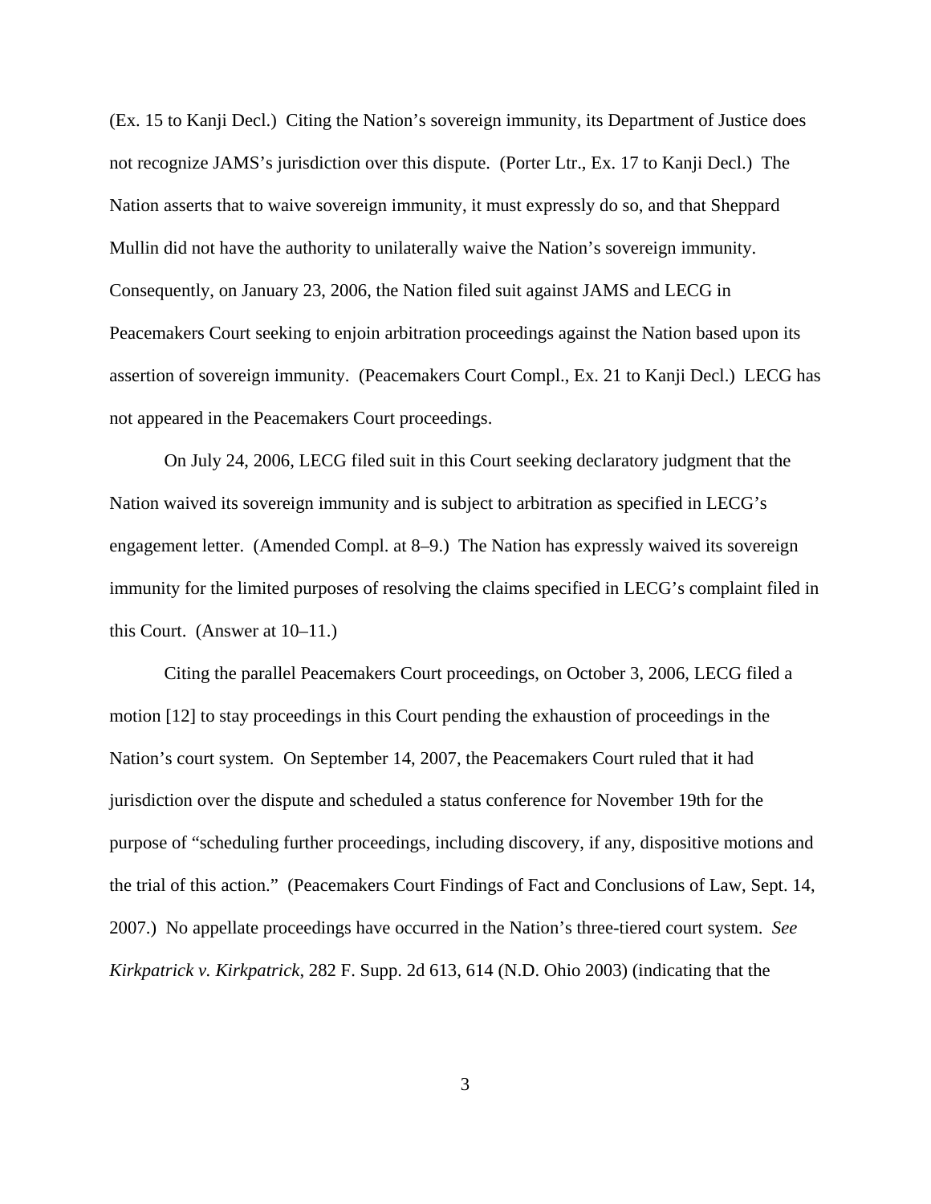(Ex. 15 to Kanji Decl.) Citing the Nation's sovereign immunity, its Department of Justice does not recognize JAMS's jurisdiction over this dispute. (Porter Ltr., Ex. 17 to Kanji Decl.) The Nation asserts that to waive sovereign immunity, it must expressly do so, and that Sheppard Mullin did not have the authority to unilaterally waive the Nation's sovereign immunity. Consequently, on January 23, 2006, the Nation filed suit against JAMS and LECG in Peacemakers Court seeking to enjoin arbitration proceedings against the Nation based upon its assertion of sovereign immunity. (Peacemakers Court Compl., Ex. 21 to Kanji Decl.) LECG has not appeared in the Peacemakers Court proceedings.

On July 24, 2006, LECG filed suit in this Court seeking declaratory judgment that the Nation waived its sovereign immunity and is subject to arbitration as specified in LECG's engagement letter. (Amended Compl. at 8–9.) The Nation has expressly waived its sovereign immunity for the limited purposes of resolving the claims specified in LECG's complaint filed in this Court. (Answer at 10–11.)

Citing the parallel Peacemakers Court proceedings, on October 3, 2006, LECG filed a motion [12] to stay proceedings in this Court pending the exhaustion of proceedings in the Nation's court system. On September 14, 2007, the Peacemakers Court ruled that it had jurisdiction over the dispute and scheduled a status conference for November 19th for the purpose of "scheduling further proceedings, including discovery, if any, dispositive motions and the trial of this action." (Peacemakers Court Findings of Fact and Conclusions of Law, Sept. 14, 2007.) No appellate proceedings have occurred in the Nation's three-tiered court system. *See Kirkpatrick v. Kirkpatrick*, 282 F. Supp. 2d 613, 614 (N.D. Ohio 2003) (indicating that the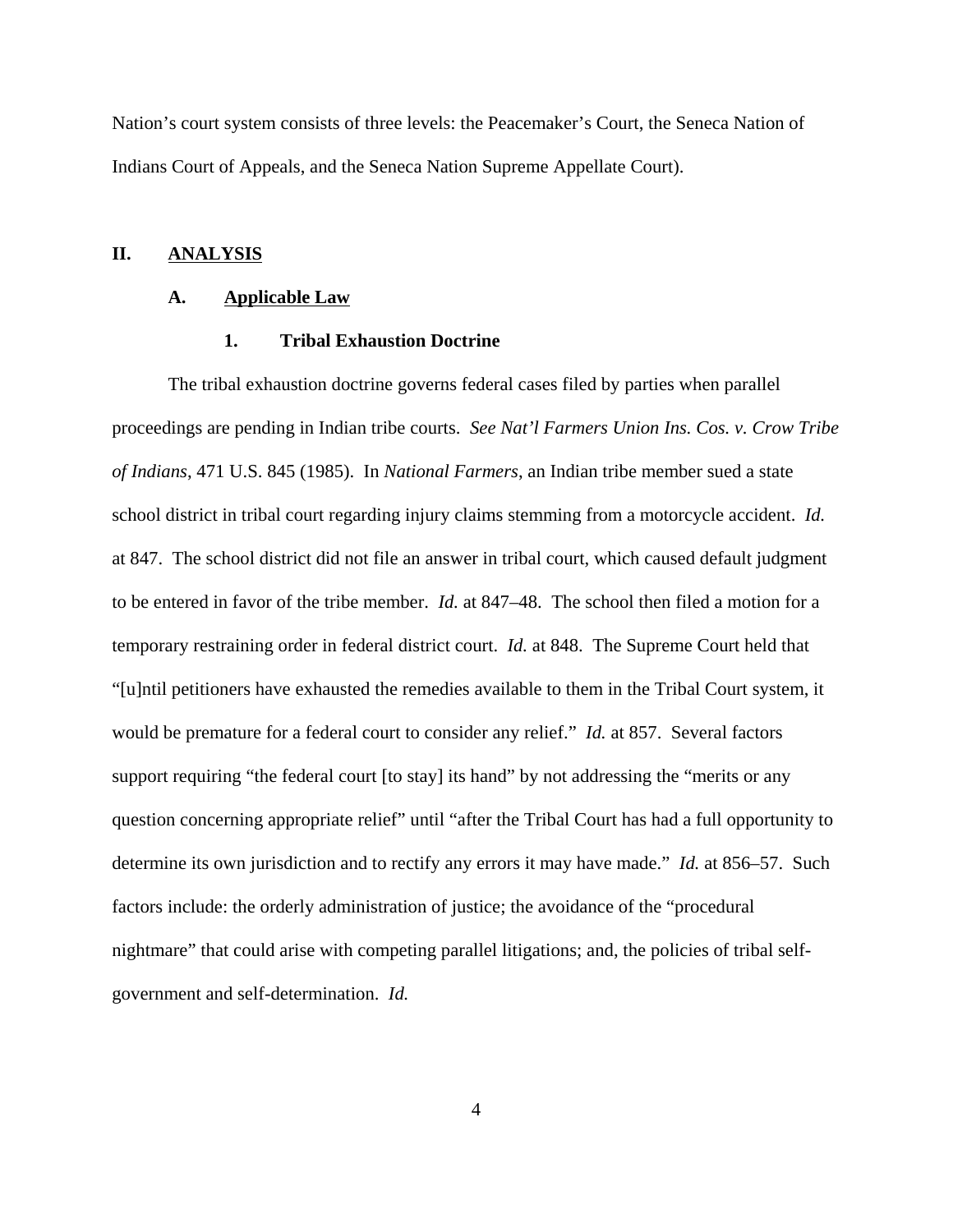Nation's court system consists of three levels: the Peacemaker's Court, the Seneca Nation of Indians Court of Appeals, and the Seneca Nation Supreme Appellate Court).

## II. ANALYSIS

### A. Applicable Law

#### 1. Tribal Exhaustion Doctrine

The tribal exhaustion doctrine governs federal cases filed by parties when parallel proceedings are pending in Indian tribe courts. *See Nat'l Farmers Union Ins. Cos. v. Crow Tribe of Indians*, 471 U.S. 845 (1985). In *National Farmers*, an Indian tribe member sued a state school district in tribal court regarding injury claims stemming from a motorcycle accident. *Id.* at 847. The school district did not file an answer in tribal court, which caused default judgment to be entered in favor of the tribe member. *Id.* at 847–48. The school then filed a motion for a temporary restraining order in federal district court. *Id.* at 848. The Supreme Court held that "[u]ntil petitioners have exhausted the remedies available to them in the Tribal Court system, it would be premature for a federal court to consider any relief." *Id.* at 857. Several factors support requiring "the federal court [to stay] its hand" by not addressing the "merits or any question concerning appropriate relief" until "after the Tribal Court has had a full opportunity to determine its own jurisdiction and to rectify any errors it may have made." *Id.* at 856–57. Such factors include: the orderly administration of justice; the avoidance of the "procedural nightmare" that could arise with competing parallel litigations; and, the policies of tribal self-government and self-determination. *Id.*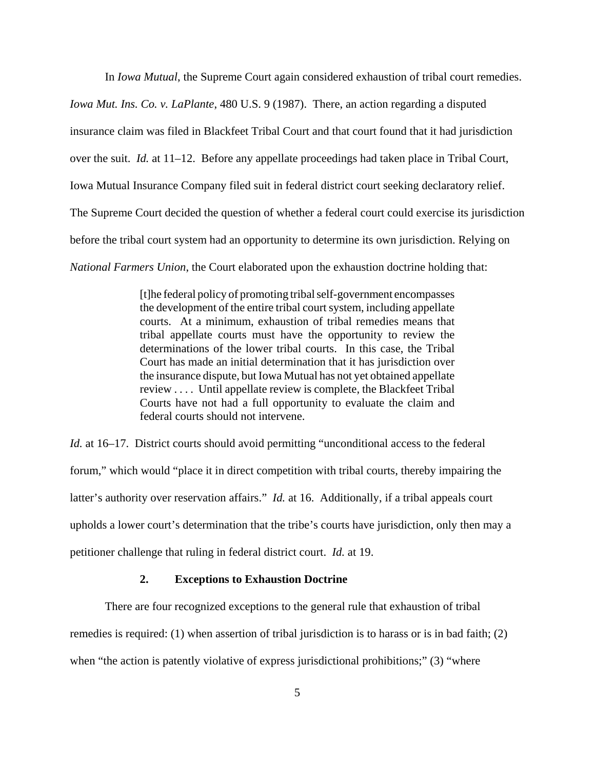In *Iowa Mutual*, the Supreme Court again considered exhaustion of tribal court remedies. *Iowa Mut. Ins. Co. v. LaPlante*, 480 U.S. 9 (1987). There, an action regarding a disputed insurance claim was filed in Blackfeet Tribal Court and that court found that it had jurisdiction over the suit. *Id.* at 11–12. Before any appellate proceedings had taken place in Tribal Court, Iowa Mutual Insurance Company filed suit in federal district court seeking declaratory relief. The Supreme Court decided the question of whether a federal court could exercise its jurisdiction before the tribal court system had an opportunity to determine its own jurisdiction. Relying on *National Farmers Union*, the Court elaborated upon the exhaustion doctrine holding that:

> [t]he federal policy of promoting tribal self-government encompasses the development of the entire tribal court system, including appellate courts. At a minimum, exhaustion of tribal remedies means that tribal appellate courts must have the opportunity to review the determinations of the lower tribal courts. In this case, the Tribal Court has made an initial determination that it has jurisdiction over the insurance dispute, but Iowa Mutual has not yet obtained appellate review . . . . Until appellate review is complete, the Blackfeet Tribal Courts have not had a full opportunity to evaluate the claim and federal courts should not intervene.

*Id.* at 16–17. District courts should avoid permitting "unconditional access to the federal forum," which would "place it in direct competition with tribal courts, thereby impairing the latter's authority over reservation affairs." *Id.* at 16. Additionally, if a tribal appeals court upholds a lower court's determination that the tribe's courts have jurisdiction, only then may a petitioner challenge that ruling in federal district court. *Id.* at 19.

### 2. Exceptions to Exhaustion Doctrine

There are four recognized exceptions to the general rule that exhaustion of tribal remedies is required: (1) when assertion of tribal jurisdiction is to harass or is in bad faith; (2) when "the action is patently violative of express jurisdictional prohibitions;" (3) "where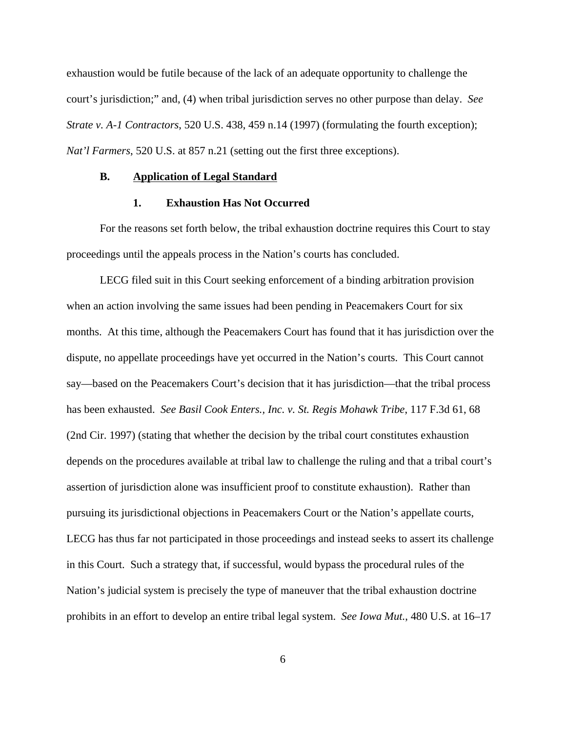exhaustion would be futile because of the lack of an adequate opportunity to challenge the court's jurisdiction;" and, (4) when tribal jurisdiction serves no other purpose than delay. *See Strate v. A-1 Contractors*, 520 U.S. 438, 459 n.14 (1997) (formulating the fourth exception); *Nat'l Farmers*, 520 U.S. at 857 n.21 (setting out the first three exceptions).

### B. Application of Legal Standard

#### 1. Exhaustion Has Not Occurred

For the reasons set forth below, the tribal exhaustion doctrine requires this Court to stay proceedings until the appeals process in the Nation's courts has concluded.

LECG filed suit in this Court seeking enforcement of a binding arbitration provision when an action involving the same issues had been pending in Peacemakers Court for six months. At this time, although the Peacemakers Court has found that it has jurisdiction over the dispute, no appellate proceedings have yet occurred in the Nation's courts. This Court cannot say—based on the Peacemakers Court's decision that it has jurisdiction—that the tribal process has been exhausted. *See Basil Cook Enters., Inc. v. St. Regis Mohawk Tribe*, 117 F.3d 61, 68 (2nd Cir. 1997) (stating that whether the decision by the tribal court constitutes exhaustion depends on the procedures available at tribal law to challenge the ruling and that a tribal court's assertion of jurisdiction alone was insufficient proof to constitute exhaustion). Rather than pursuing its jurisdictional objections in Peacemakers Court or the Nation's appellate courts, LECG has thus far not participated in those proceedings and instead seeks to assert its challenge in this Court. Such a strategy that, if successful, would bypass the procedural rules of the Nation's judicial system is precisely the type of maneuver that the tribal exhaustion doctrine prohibits in an effort to develop an entire tribal legal system. *See Iowa Mut.*, 480 U.S. at 16–17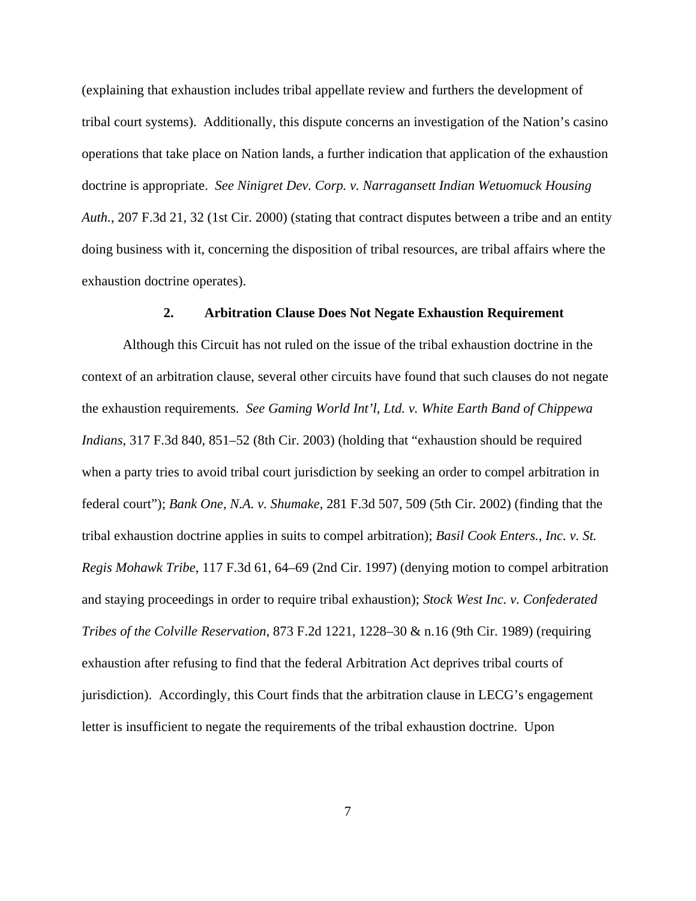(explaining that exhaustion includes tribal appellate review and furthers the development of tribal court systems). Additionally, this dispute concerns an investigation of the Nation's casino operations that take place on Nation lands, a further indication that application of the exhaustion doctrine is appropriate. *See Ninigret Dev. Corp. v. Narragansett Indian Wetuomuck Housing Auth.*, 207 F.3d 21, 32 (1st Cir. 2000) (stating that contract disputes between a tribe and an entity doing business with it, concerning the disposition of tribal resources, are tribal affairs where the exhaustion doctrine operates).

### 2. Arbitration Clause Does Not Negate Exhaustion Requirement

Although this Circuit has not ruled on the issue of the tribal exhaustion doctrine in the context of an arbitration clause, several other circuits have found that such clauses do not negate the exhaustion requirements. *See Gaming World Int'l, Ltd. v. White Earth Band of Chippewa Indians*, 317 F.3d 840, 851–52 (8th Cir. 2003) (holding that "exhaustion should be required when a party tries to avoid tribal court jurisdiction by seeking an order to compel arbitration in federal court"); *Bank One, N.A. v. Shumake*, 281 F.3d 507, 509 (5th Cir. 2002) (finding that the tribal exhaustion doctrine applies in suits to compel arbitration); *Basil Cook Enters., Inc. v. St. Regis Mohawk Tribe*, 117 F.3d 61, 64–69 (2nd Cir. 1997) (denying motion to compel arbitration and staying proceedings in order to require tribal exhaustion); *Stock West Inc. v. Confederated Tribes of the Colville Reservation*, 873 F.2d 1221, 1228–30 & n.16 (9th Cir. 1989) (requiring exhaustion after refusing to find that the federal Arbitration Act deprives tribal courts of jurisdiction). Accordingly, this Court finds that the arbitration clause in LECG's engagement letter is insufficient to negate the requirements of the tribal exhaustion doctrine. Upon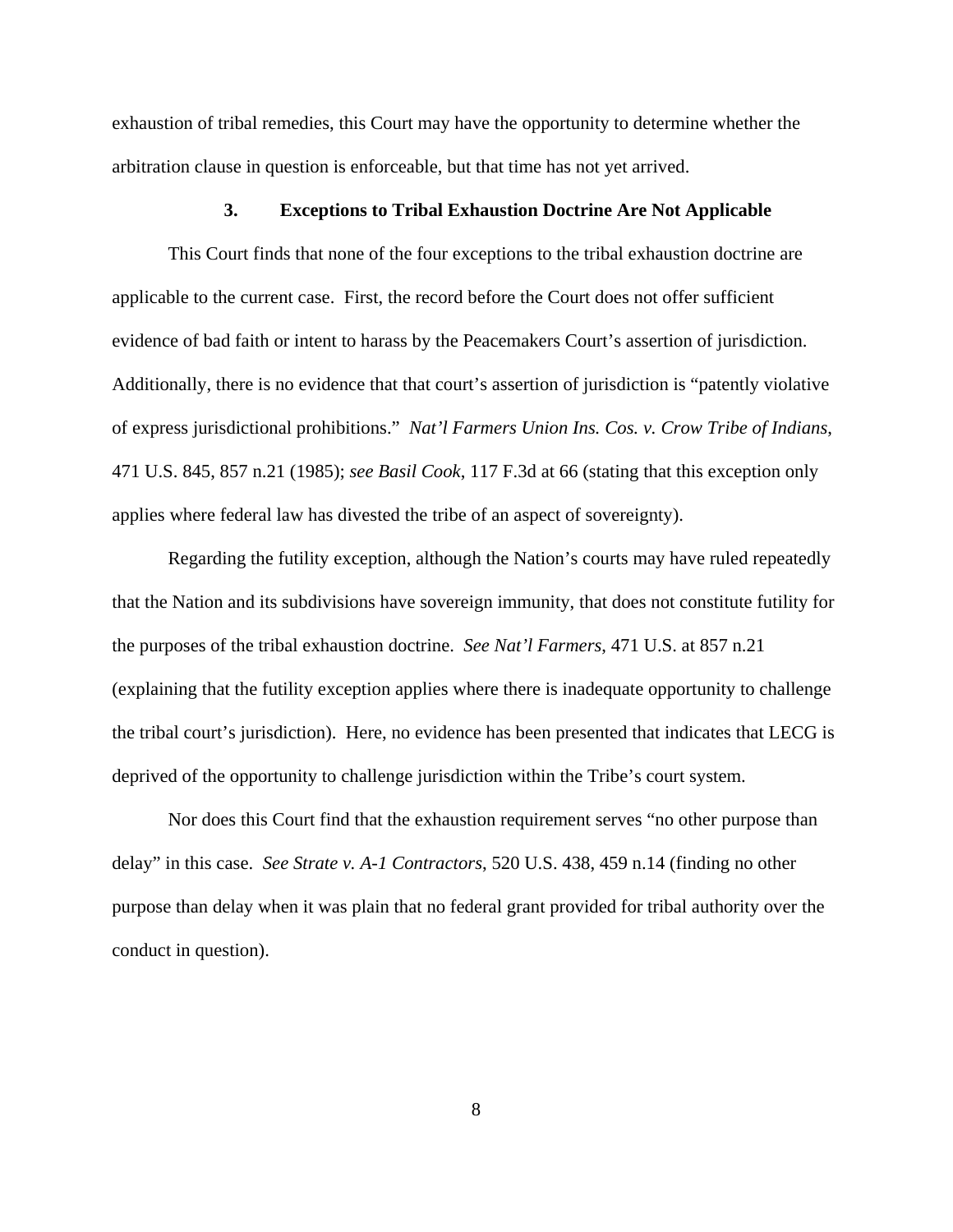exhaustion of tribal remedies, this Court may have the opportunity to determine whether the arbitration clause in question is enforceable, but that time has not yet arrived.

### 3. Exceptions to Tribal Exhaustion Doctrine Are Not Applicable

This Court finds that none of the four exceptions to the tribal exhaustion doctrine are applicable to the current case. First, the record before the Court does not offer sufficient evidence of bad faith or intent to harass by the Peacemakers Court's assertion of jurisdiction. Additionally, there is no evidence that that court's assertion of jurisdiction is "patently violative of express jurisdictional prohibitions." *Nat'l Farmers Union Ins. Cos. v. Crow Tribe of Indians*, 471 U.S. 845, 857 n.21 (1985); *see Basil Cook*, 117 F.3d at 66 (stating that this exception only applies where federal law has divested the tribe of an aspect of sovereignty).

Regarding the futility exception, although the Nation's courts may have ruled repeatedly that the Nation and its subdivisions have sovereign immunity, that does not constitute futility for the purposes of the tribal exhaustion doctrine. *See Nat'l Farmers*, 471 U.S. at 857 n.21 (explaining that the futility exception applies where there is inadequate opportunity to challenge the tribal court's jurisdiction). Here, no evidence has been presented that indicates that LECG is deprived of the opportunity to challenge jurisdiction within the Tribe's court system.

Nor does this Court find that the exhaustion requirement serves "no other purpose than delay" in this case. *See Strate v. A-1 Contractors*, 520 U.S. 438, 459 n.14 (finding no other purpose than delay when it was plain that no federal grant provided for tribal authority over the conduct in question).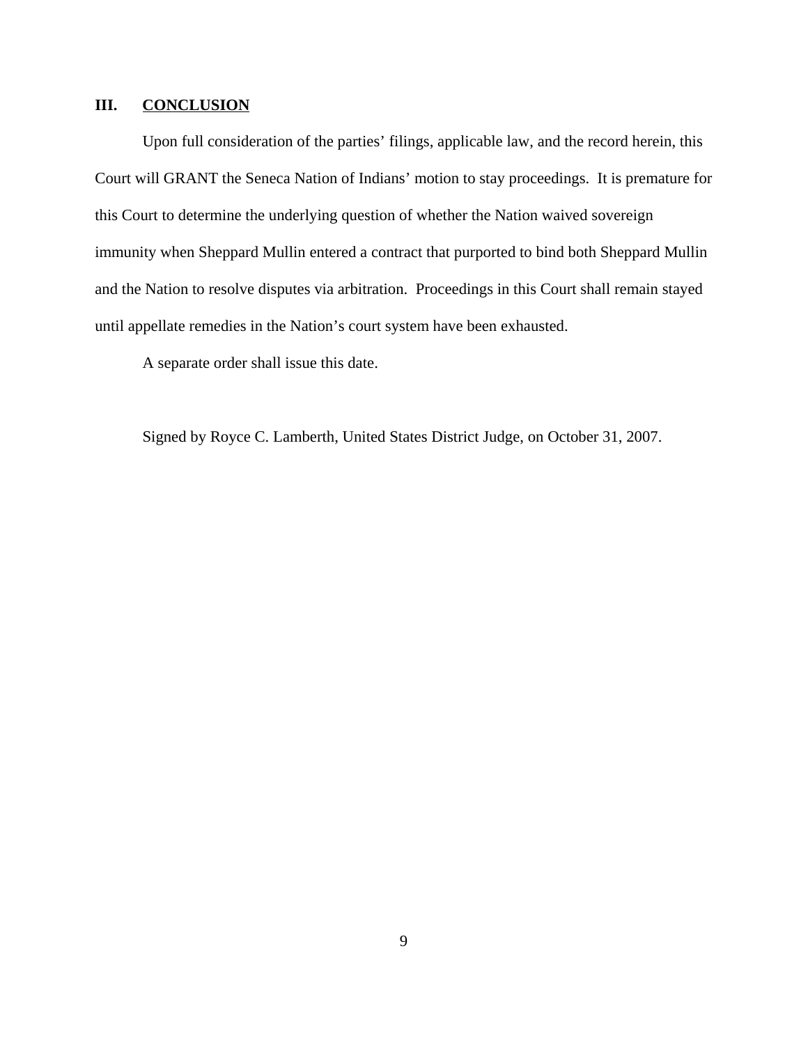## III. CONCLUSION

Upon full consideration of the parties' filings, applicable law, and the record herein, this Court will GRANT the Seneca Nation of Indians' motion to stay proceedings. It is premature for this Court to determine the underlying question of whether the Nation waived sovereign immunity when Sheppard Mullin entered a contract that purported to bind both Sheppard Mullin and the Nation to resolve disputes via arbitration. Proceedings in this Court shall remain stayed until appellate remedies in the Nation's court system have been exhausted.

A separate order shall issue this date.

Signed by Royce C. Lamberth, United States District Judge, on October 31, 2007.